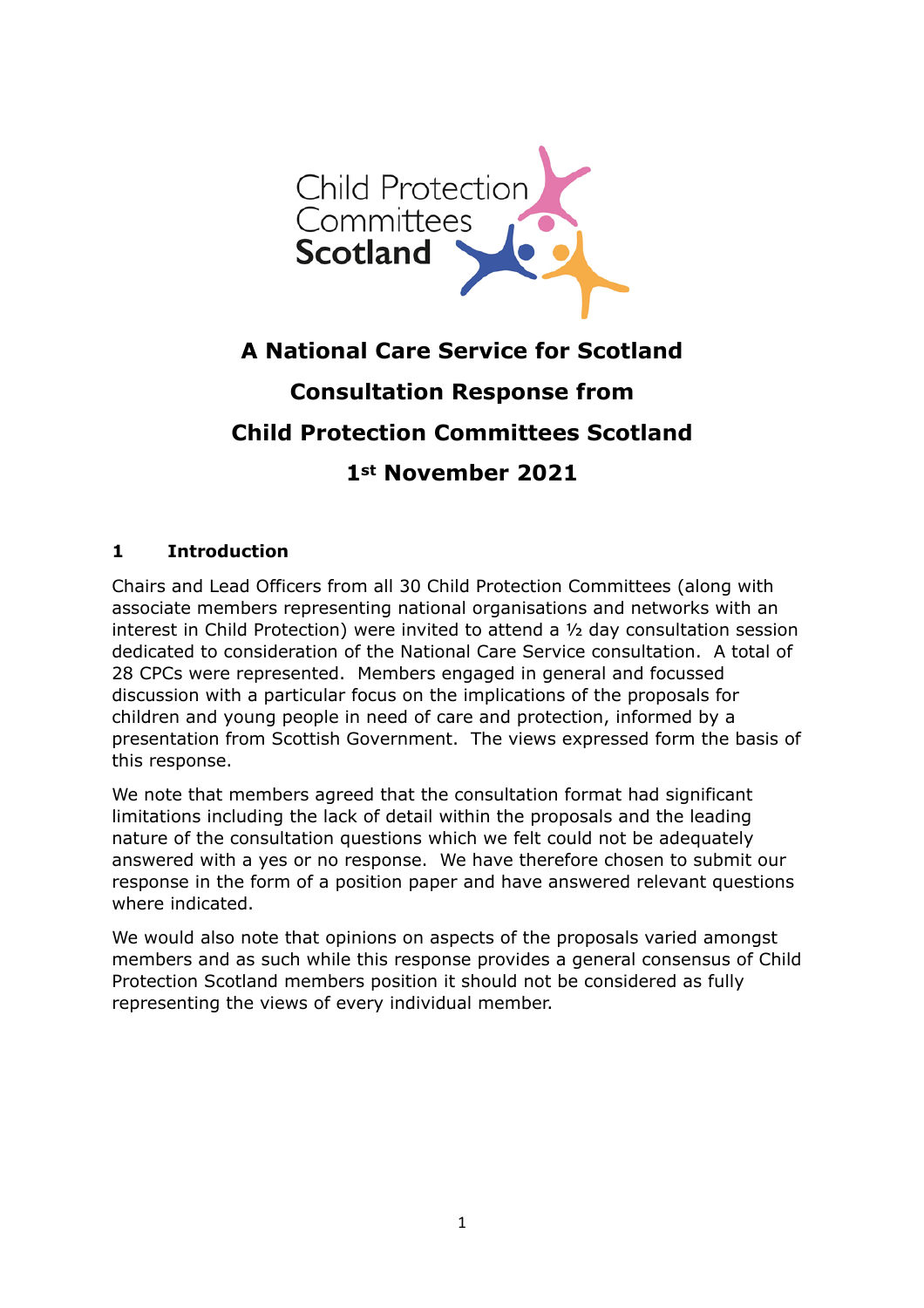Child Protection Committees Scotland

# A National Care Service for Scotland

# Consultation Response from

# Child Protection Committees Scotland

# 1st November 2021

## 1 Introduction

Chairs and Lead Officers from all 30 Child Protection Committees (along with associate members representing national organisations and networks with an interest in Child Protection) were invited to attend a ½ day consultation session dedicated to consideration of the National Care Service consultation. A total of 28 CPCs were represented. Members engaged in general and focussed discussion with a particular focus on the implications of the proposals for children and young people in need of care and protection, informed by a presentation from Scottish Government. The views expressed form the basis of this response.

We note that members agreed that the consultation format had significant limitations including the lack of detail within the proposals and the leading nature of the consultation questions which we felt could not be adequately answered with a yes or no response. We have therefore chosen to submit our response in the form of a position paper and have answered relevant questions where indicated.

We would also note that opinions on aspects of the proposals varied amongst members and as such while this response provides a general consensus of Child Protection Scotland members position it should not be considered as fully representing the views of every individual member.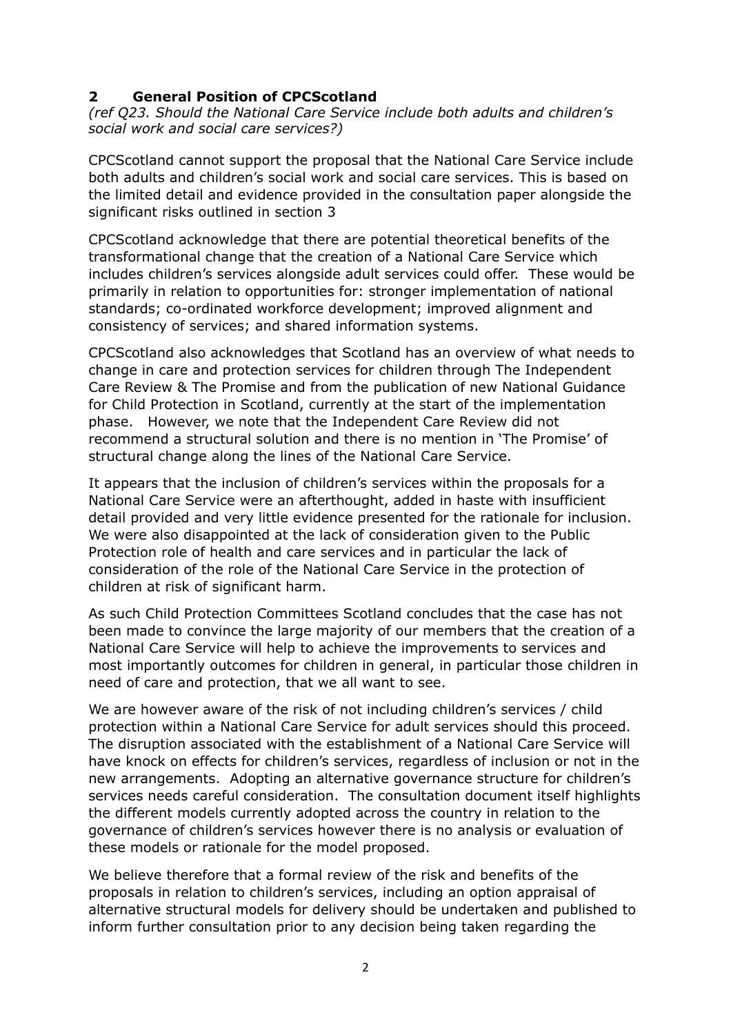## 2 General Position of CPCScotland

*(ref Q23. Should the National Care Service include both adults and children's social work and social care services?)*

CPCScotland cannot support the proposal that the National Care Service include both adults and children's social work and social care services. This is based on the limited detail and evidence provided in the consultation paper alongside the significant risks outlined in section 3

CPCScotland acknowledge that there are potential theoretical benefits of the transformational change that the creation of a National Care Service which includes children's services alongside adult services could offer. These would be primarily in relation to opportunities for: stronger implementation of national standards; co-ordinated workforce development; improved alignment and consistency of services; and shared information systems.

CPCScotland also acknowledges that Scotland has an overview of what needs to change in care and protection services for children through The Independent Care Review & The Promise and from the publication of new National Guidance for Child Protection in Scotland, currently at the start of the implementation phase. However, we note that the Independent Care Review did not recommend a structural solution and there is no mention in 'The Promise' of structural change along the lines of the National Care Service.

It appears that the inclusion of children's services within the proposals for a National Care Service were an afterthought, added in haste with insufficient detail provided and very little evidence presented for the rationale for inclusion. We were also disappointed at the lack of consideration given to the Public Protection role of health and care services and in particular the lack of consideration of the role of the National Care Service in the protection of children at risk of significant harm.

As such Child Protection Committees Scotland concludes that the case has not been made to convince the large majority of our members that the creation of a National Care Service will help to achieve the improvements to services and most importantly outcomes for children in general, in particular those children in need of care and protection, that we all want to see.

We are however aware of the risk of not including children's services / child protection within a National Care Service for adult services should this proceed. The disruption associated with the establishment of a National Care Service will have knock on effects for children's services, regardless of inclusion or not in the new arrangements. Adopting an alternative governance structure for children's services needs careful consideration. The consultation document itself highlights the different models currently adopted across the country in relation to the governance of children's services however there is no analysis or evaluation of these models or rationale for the model proposed.

We believe therefore that a formal review of the risk and benefits of the proposals in relation to children's services, including an option appraisal of alternative structural models for delivery should be undertaken and published to inform further consultation prior to any decision being taken regarding the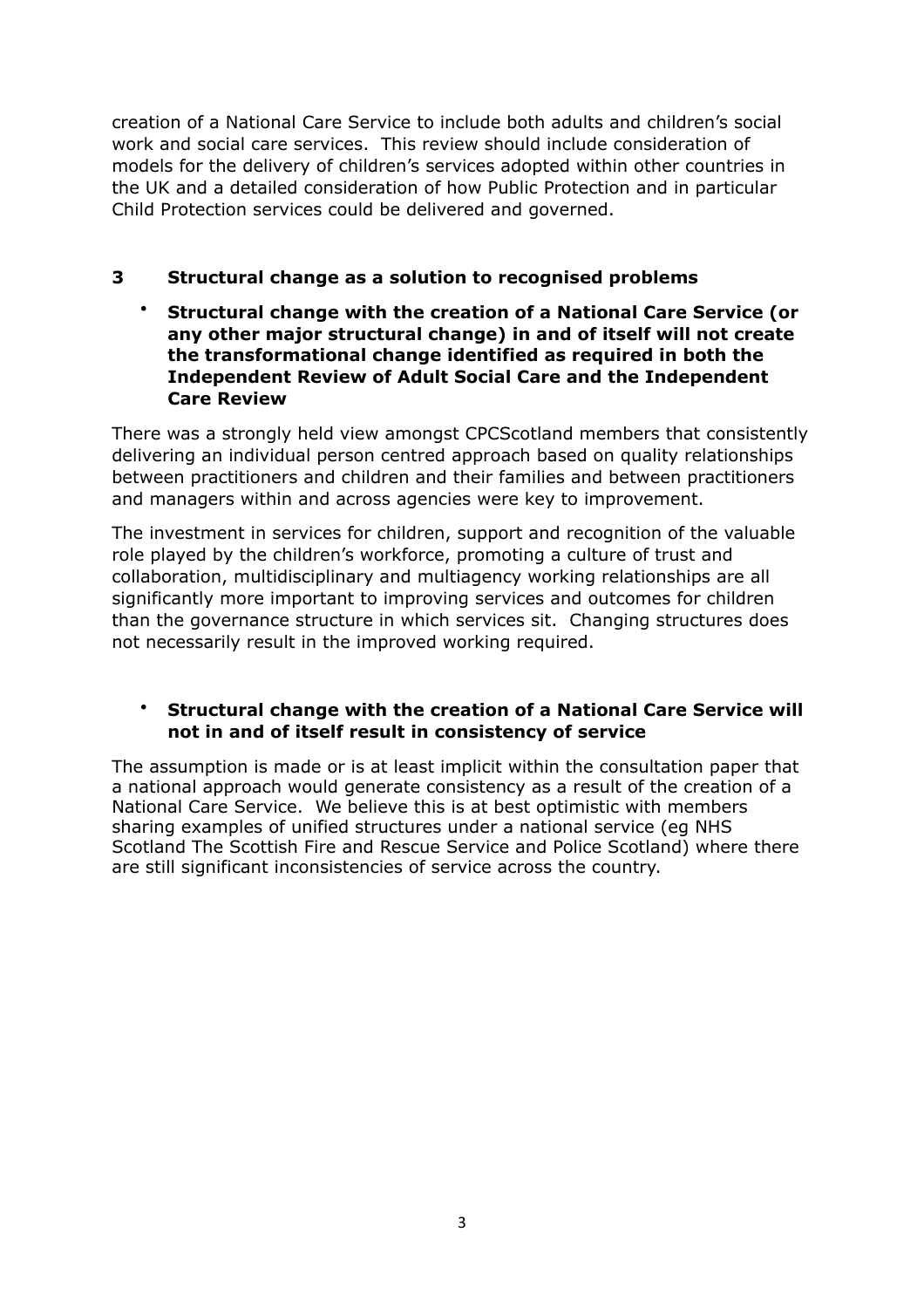creation of a National Care Service to include both adults and children's social work and social care services. This review should include consideration of models for the delivery of children's services adopted within other countries in the UK and a detailed consideration of how Public Protection and in particular Child Protection services could be delivered and governed.

## 3 Structural change as a solution to recognised problems

- **Structural change with the creation of a National Care Service (or any other major structural change) in and of itself will not create the transformational change identified as required in both the Independent Review of Adult Social Care and the Independent Care Review**

There was a strongly held view amongst CPCScotland members that consistently delivering an individual person centred approach based on quality relationships between practitioners and children and their families and between practitioners and managers within and across agencies were key to improvement.

The investment in services for children, support and recognition of the valuable role played by the children's workforce, promoting a culture of trust and collaboration, multidisciplinary and multiagency working relationships are all significantly more important to improving services and outcomes for children than the governance structure in which services sit. Changing structures does not necessarily result in the improved working required.

- **Structural change with the creation of a National Care Service will not in and of itself result in consistency of service**

The assumption is made or is at least implicit within the consultation paper that a national approach would generate consistency as a result of the creation of a National Care Service. We believe this is at best optimistic with members sharing examples of unified structures under a national service (eg NHS Scotland The Scottish Fire and Rescue Service and Police Scotland) where there are still significant inconsistencies of service across the country.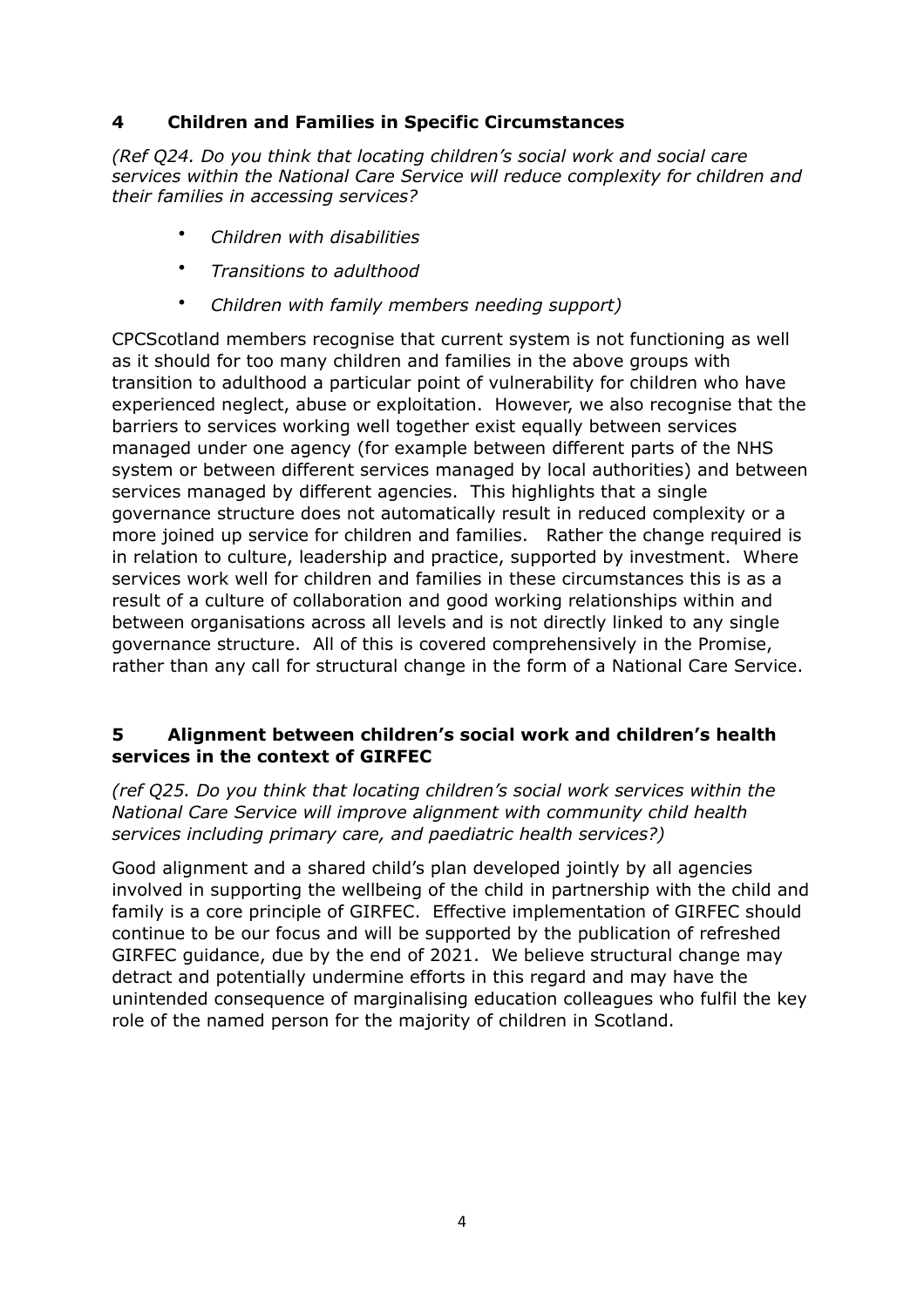## 4 Children and Families in Specific Circumstances

*(Ref Q24. Do you think that locating children's social work and social care services within the National Care Service will reduce complexity for children and their families in accessing services?*

- *Children with disabilities*
- *Transitions to adulthood*
- *Children with family members needing support)*

CPCScotland members recognise that current system is not functioning as well as it should for too many children and families in the above groups with transition to adulthood a particular point of vulnerability for children who have experienced neglect, abuse or exploitation. However, we also recognise that the barriers to services working well together exist equally between services managed under one agency (for example between different parts of the NHS system or between different services managed by local authorities) and between services managed by different agencies. This highlights that a single governance structure does not automatically result in reduced complexity or a more joined up service for children and families. Rather the change required is in relation to culture, leadership and practice, supported by investment. Where services work well for children and families in these circumstances this is as a result of a culture of collaboration and good working relationships within and between organisations across all levels and is not directly linked to any single governance structure. All of this is covered comprehensively in the Promise, rather than any call for structural change in the form of a National Care Service.

## 5 Alignment between children's social work and children's health services in the context of GIRFEC

*(ref Q25. Do you think that locating children's social work services within the National Care Service will improve alignment with community child health services including primary care, and paediatric health services?)*

Good alignment and a shared child's plan developed jointly by all agencies involved in supporting the wellbeing of the child in partnership with the child and family is a core principle of GIRFEC. Effective implementation of GIRFEC should continue to be our focus and will be supported by the publication of refreshed GIRFEC guidance, due by the end of 2021. We believe structural change may detract and potentially undermine efforts in this regard and may have the unintended consequence of marginalising education colleagues who fulfil the key role of the named person for the majority of children in Scotland.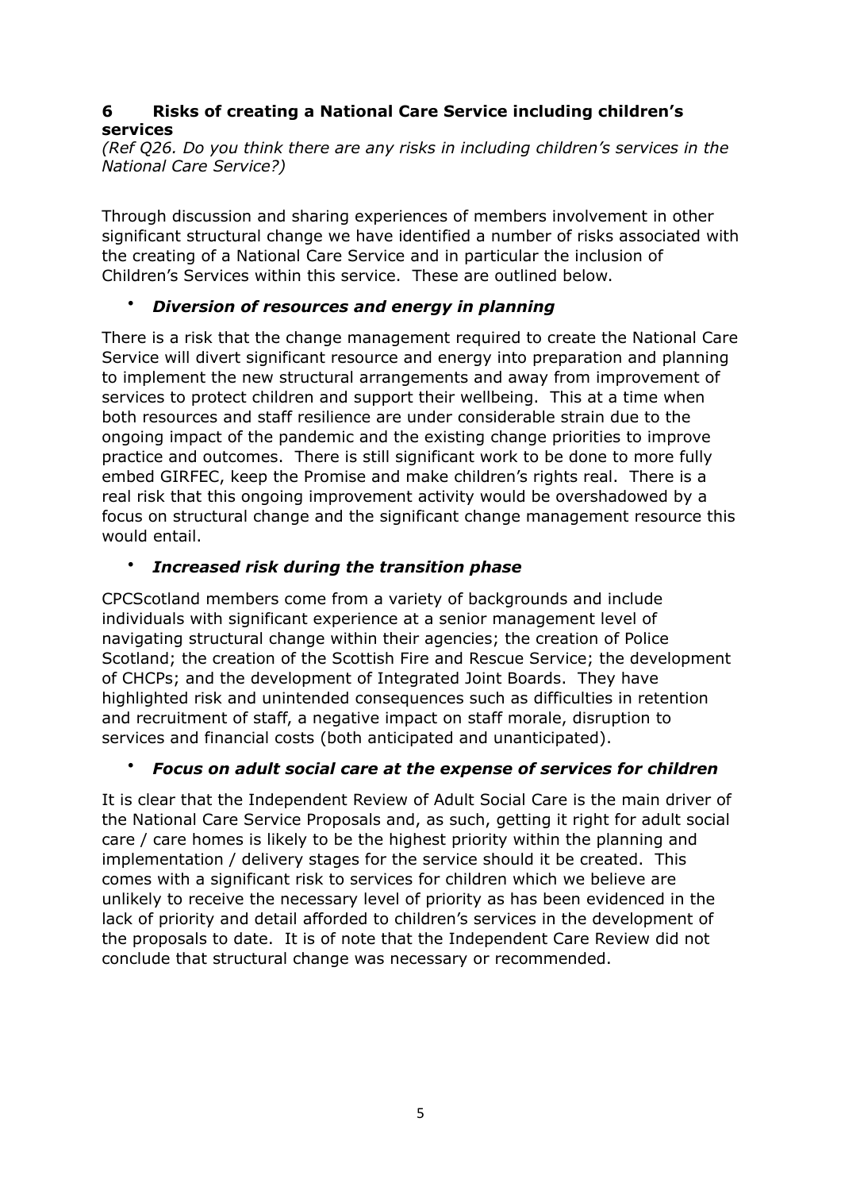## 6 Risks of creating a National Care Service including children's services

*(Ref Q26. Do you think there are any risks in including children's services in the National Care Service?)*

Through discussion and sharing experiences of members involvement in other significant structural change we have identified a number of risks associated with the creating of a National Care Service and in particular the inclusion of Children's Services within this service. These are outlined below.

- ***Diversion of resources and energy in planning***

There is a risk that the change management required to create the National Care Service will divert significant resource and energy into preparation and planning to implement the new structural arrangements and away from improvement of services to protect children and support their wellbeing. This at a time when both resources and staff resilience are under considerable strain due to the ongoing impact of the pandemic and the existing change priorities to improve practice and outcomes. There is still significant work to be done to more fully embed GIRFEC, keep the Promise and make children's rights real. There is a real risk that this ongoing improvement activity would be overshadowed by a focus on structural change and the significant change management resource this would entail.

- ***Increased risk during the transition phase***

CPCScotland members come from a variety of backgrounds and include individuals with significant experience at a senior management level of navigating structural change within their agencies; the creation of Police Scotland; the creation of the Scottish Fire and Rescue Service; the development of CHCPs; and the development of Integrated Joint Boards. They have highlighted risk and unintended consequences such as difficulties in retention and recruitment of staff, a negative impact on staff morale, disruption to services and financial costs (both anticipated and unanticipated).

- ***Focus on adult social care at the expense of services for children***

It is clear that the Independent Review of Adult Social Care is the main driver of the National Care Service Proposals and, as such, getting it right for adult social care / care homes is likely to be the highest priority within the planning and implementation / delivery stages for the service should it be created. This comes with a significant risk to services for children which we believe are unlikely to receive the necessary level of priority as has been evidenced in the lack of priority and detail afforded to children's services in the development of the proposals to date. It is of note that the Independent Care Review did not conclude that structural change was necessary or recommended.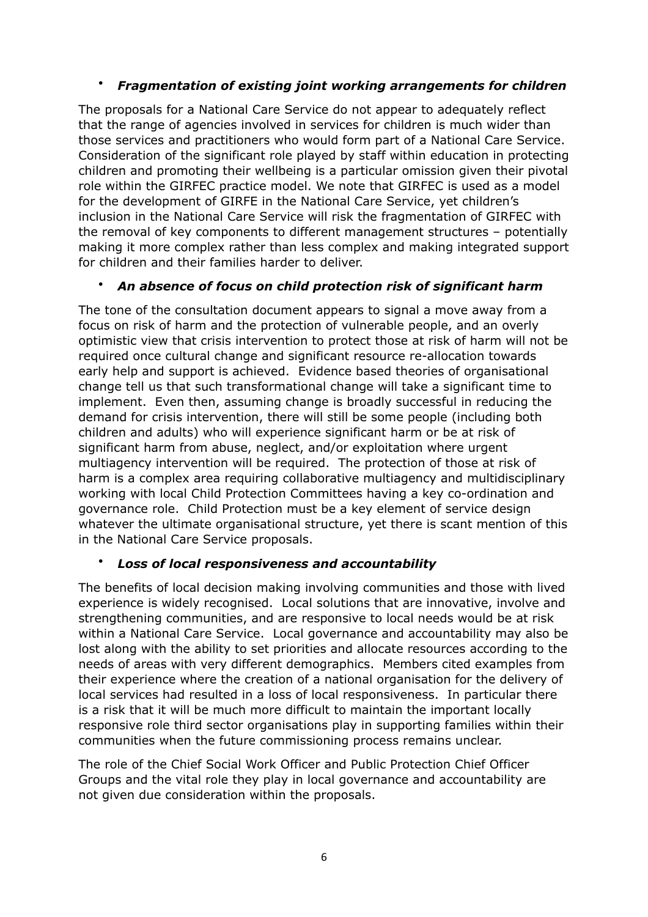- ***Fragmentation of existing joint working arrangements for children***

The proposals for a National Care Service do not appear to adequately reflect that the range of agencies involved in services for children is much wider than those services and practitioners who would form part of a National Care Service. Consideration of the significant role played by staff within education in protecting children and promoting their wellbeing is a particular omission given their pivotal role within the GIRFEC practice model. We note that GIRFEC is used as a model for the development of GIRFE in the National Care Service, yet children's inclusion in the National Care Service will risk the fragmentation of GIRFEC with the removal of key components to different management structures – potentially making it more complex rather than less complex and making integrated support for children and their families harder to deliver.

- ***An absence of focus on child protection risk of significant harm***

The tone of the consultation document appears to signal a move away from a focus on risk of harm and the protection of vulnerable people, and an overly optimistic view that crisis intervention to protect those at risk of harm will not be required once cultural change and significant resource re-allocation towards early help and support is achieved. Evidence based theories of organisational change tell us that such transformational change will take a significant time to implement. Even then, assuming change is broadly successful in reducing the demand for crisis intervention, there will still be some people (including both children and adults) who will experience significant harm or be at risk of significant harm from abuse, neglect, and/or exploitation where urgent multiagency intervention will be required. The protection of those at risk of harm is a complex area requiring collaborative multiagency and multidisciplinary working with local Child Protection Committees having a key co-ordination and governance role. Child Protection must be a key element of service design whatever the ultimate organisational structure, yet there is scant mention of this in the National Care Service proposals.

- ***Loss of local responsiveness and accountability***

The benefits of local decision making involving communities and those with lived experience is widely recognised. Local solutions that are innovative, involve and strengthening communities, and are responsive to local needs would be at risk within a National Care Service. Local governance and accountability may also be lost along with the ability to set priorities and allocate resources according to the needs of areas with very different demographics. Members cited examples from their experience where the creation of a national organisation for the delivery of local services had resulted in a loss of local responsiveness. In particular there is a risk that it will be much more difficult to maintain the important locally responsive role third sector organisations play in supporting families within their communities when the future commissioning process remains unclear.

The role of the Chief Social Work Officer and Public Protection Chief Officer Groups and the vital role they play in local governance and accountability are not given due consideration within the proposals.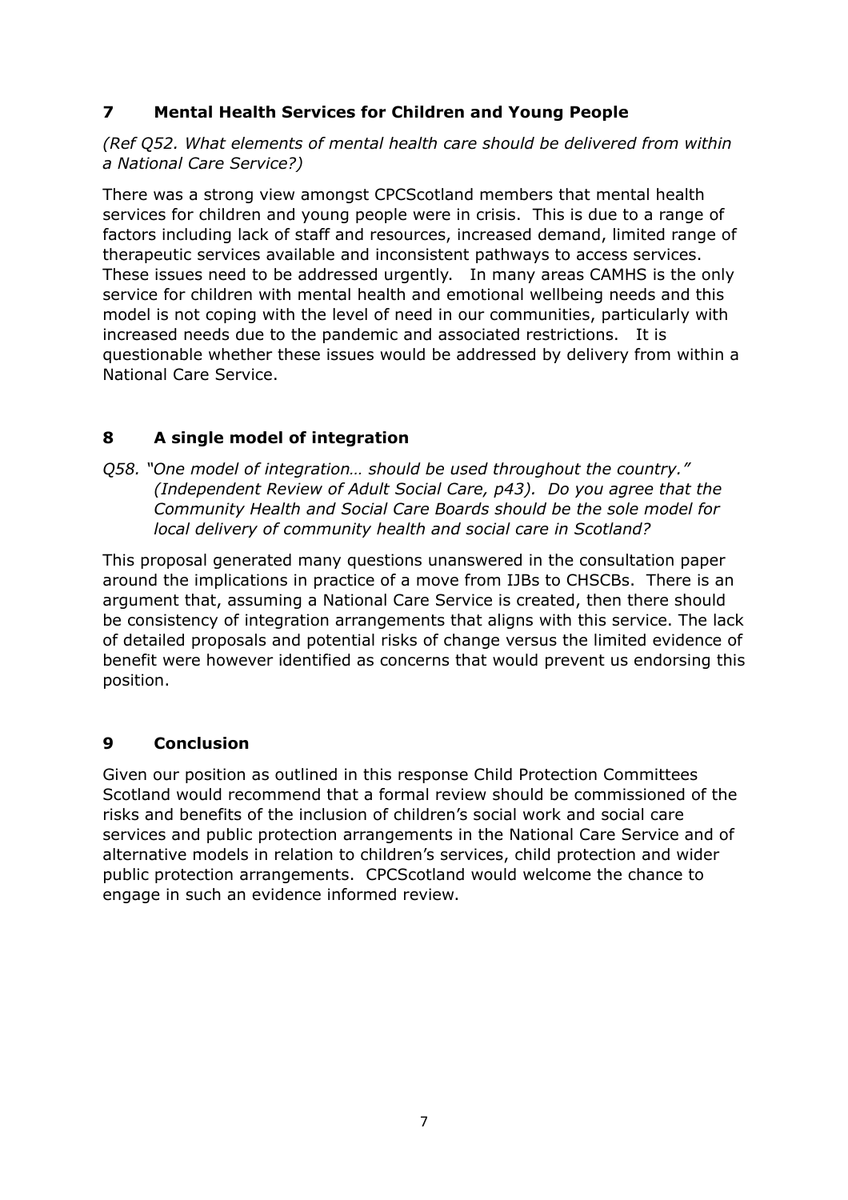## 7 Mental Health Services for Children and Young People

*(Ref Q52. What elements of mental health care should be delivered from within a National Care Service?)*

There was a strong view amongst CPCScotland members that mental health services for children and young people were in crisis. This is due to a range of factors including lack of staff and resources, increased demand, limited range of therapeutic services available and inconsistent pathways to access services. These issues need to be addressed urgently. In many areas CAMHS is the only service for children with mental health and emotional wellbeing needs and this model is not coping with the level of need in our communities, particularly with increased needs due to the pandemic and associated restrictions. It is questionable whether these issues would be addressed by delivery from within a National Care Service.

## 8 A single model of integration

*Q58. "One model of integration… should be used throughout the country." (Independent Review of Adult Social Care, p43). Do you agree that the Community Health and Social Care Boards should be the sole model for local delivery of community health and social care in Scotland?*

This proposal generated many questions unanswered in the consultation paper around the implications in practice of a move from IJBs to CHSCBs. There is an argument that, assuming a National Care Service is created, then there should be consistency of integration arrangements that aligns with this service. The lack of detailed proposals and potential risks of change versus the limited evidence of benefit were however identified as concerns that would prevent us endorsing this position.

## 9 Conclusion

Given our position as outlined in this response Child Protection Committees Scotland would recommend that a formal review should be commissioned of the risks and benefits of the inclusion of children's social work and social care services and public protection arrangements in the National Care Service and of alternative models in relation to children's services, child protection and wider public protection arrangements. CPCScotland would welcome the chance to engage in such an evidence informed review.